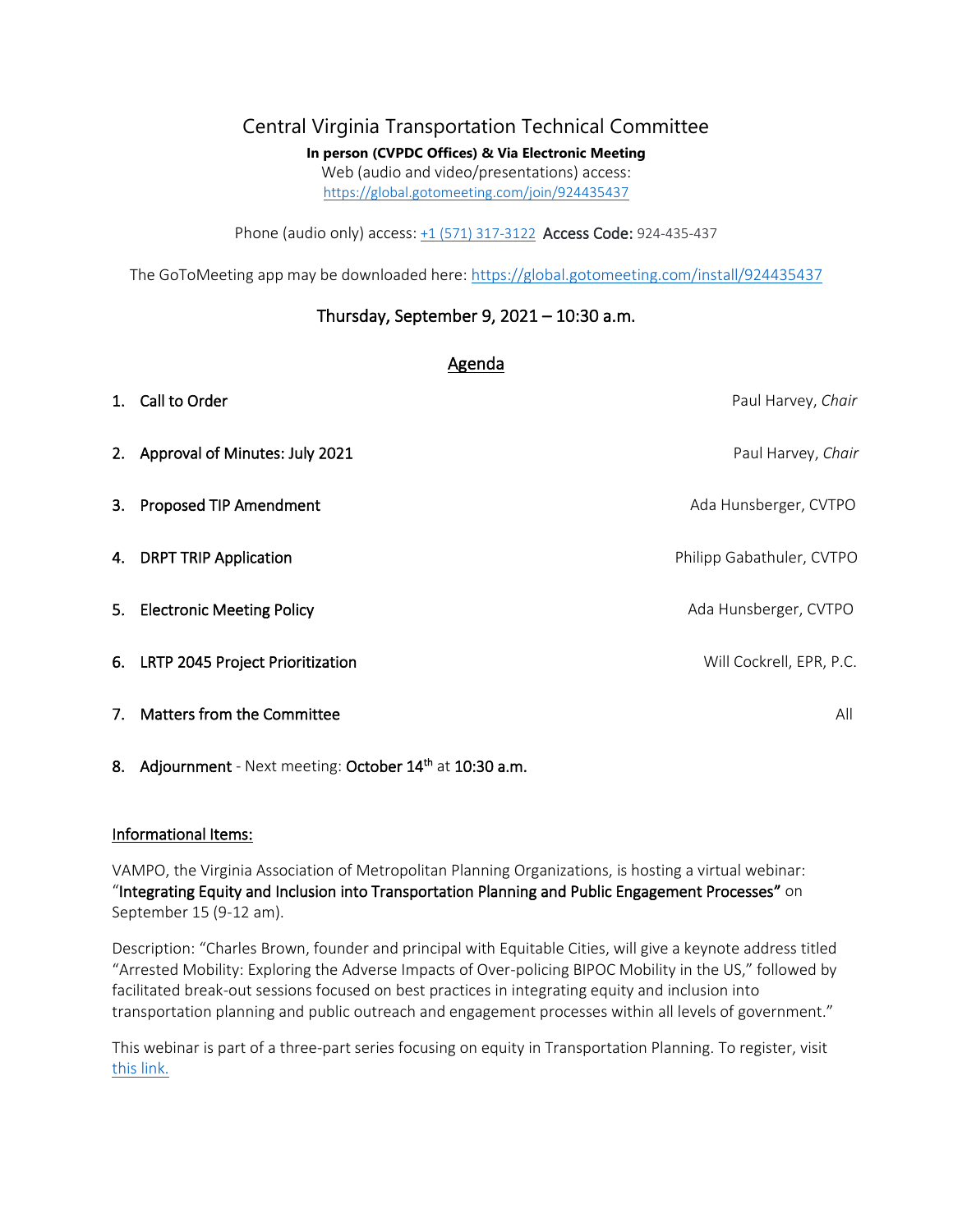# Central Virginia Transportation Technical Committee

**In person (CVPDC Offices) & Via Electronic Meeting**

Web (audio and video/presentations) access:
https://global.gotomeeting.com/join/924435437

Phone (audio only) access: +1 (571) 317-3122 **Access Code:** 924-435-437

The GoToMeeting app may be downloaded here: https://global.gotomeeting.com/install/924435437

## Thursday, September 9, 2021 – 10:30 a.m.

## Agenda

1. **Call to Order** — Paul Harvey, *Chair*
2. **Approval of Minutes: July 2021** — Paul Harvey, *Chair*
3. **Proposed TIP Amendment** — Ada Hunsberger, CVTPO
4. **DRPT TRIP Application** — Philipp Gabathuler, CVTPO
5. **Electronic Meeting Policy** — Ada Hunsberger, CVTPO
6. **LRTP 2045 Project Prioritization** — Will Cockrell, EPR, P.C.
7. **Matters from the Committee** — All
8. **Adjournment** - Next meeting: **October 14th** at **10:30 a.m.**

## Informational Items:

VAMPO, the Virginia Association of Metropolitan Planning Organizations, is hosting a virtual webinar: "**Integrating Equity and Inclusion into Transportation Planning and Public Engagement Processes"** on September 15 (9-12 am).

Description: "Charles Brown, founder and principal with Equitable Cities, will give a keynote address titled "Arrested Mobility: Exploring the Adverse Impacts of Over-policing BIPOC Mobility in the US," followed by facilitated break-out sessions focused on best practices in integrating equity and inclusion into transportation planning and public outreach and engagement processes within all levels of government."

This webinar is part of a three-part series focusing on equity in Transportation Planning. To register, visit this link.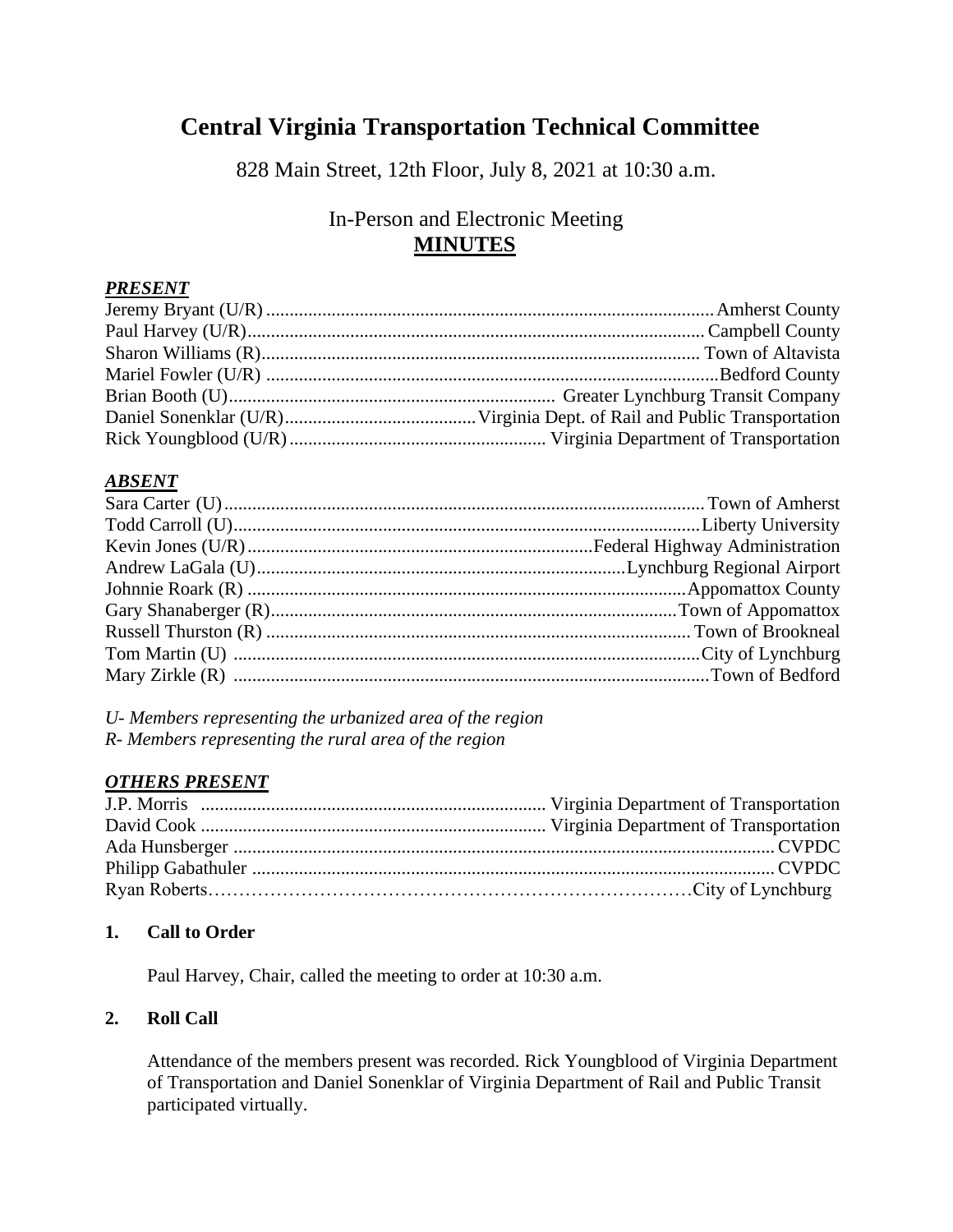# Central Virginia Transportation Technical Committee

828 Main Street, 12th Floor, July 8, 2021 at 10:30 a.m.

In-Person and Electronic Meeting

**MINUTES**

***PRESENT***

| | |
|---|---|
| Jeremy Bryant (U/R) | Amherst County |
| Paul Harvey (U/R) | Campbell County |
| Sharon Williams (R) | Town of Altavista |
| Mariel Fowler (U/R) | Bedford County |
| Brian Booth (U) | Greater Lynchburg Transit Company |
| Daniel Sonenklar (U/R) | Virginia Dept. of Rail and Public Transportation |
| Rick Youngblood (U/R) | Virginia Department of Transportation |

***ABSENT***

| | |
|---|---|
| Sara Carter (U) | Town of Amherst |
| Todd Carroll (U) | Liberty University |
| Kevin Jones (U/R) | Federal Highway Administration |
| Andrew LaGala (U) | Lynchburg Regional Airport |
| Johnnie Roark (R) | Appomattox County |
| Gary Shanaberger (R) | Town of Appomattox |
| Russell Thurston (R) | Town of Brookneal |
| Tom Martin (U) | City of Lynchburg |
| Mary Zirkle (R) | Town of Bedford |

*U- Members representing the urbanized area of the region*
*R- Members representing the rural area of the region*

***OTHERS PRESENT***

| | |
|---|---|
| J.P. Morris | Virginia Department of Transportation |
| David Cook | Virginia Department of Transportation |
| Ada Hunsberger | CVPDC |
| Philipp Gabathuler | CVPDC |
| Ryan Roberts | City of Lynchburg |

**1. Call to Order**

Paul Harvey, Chair, called the meeting to order at 10:30 a.m.

**2. Roll Call**

Attendance of the members present was recorded. Rick Youngblood of Virginia Department of Transportation and Daniel Sonenklar of Virginia Department of Rail and Public Transit participated virtually.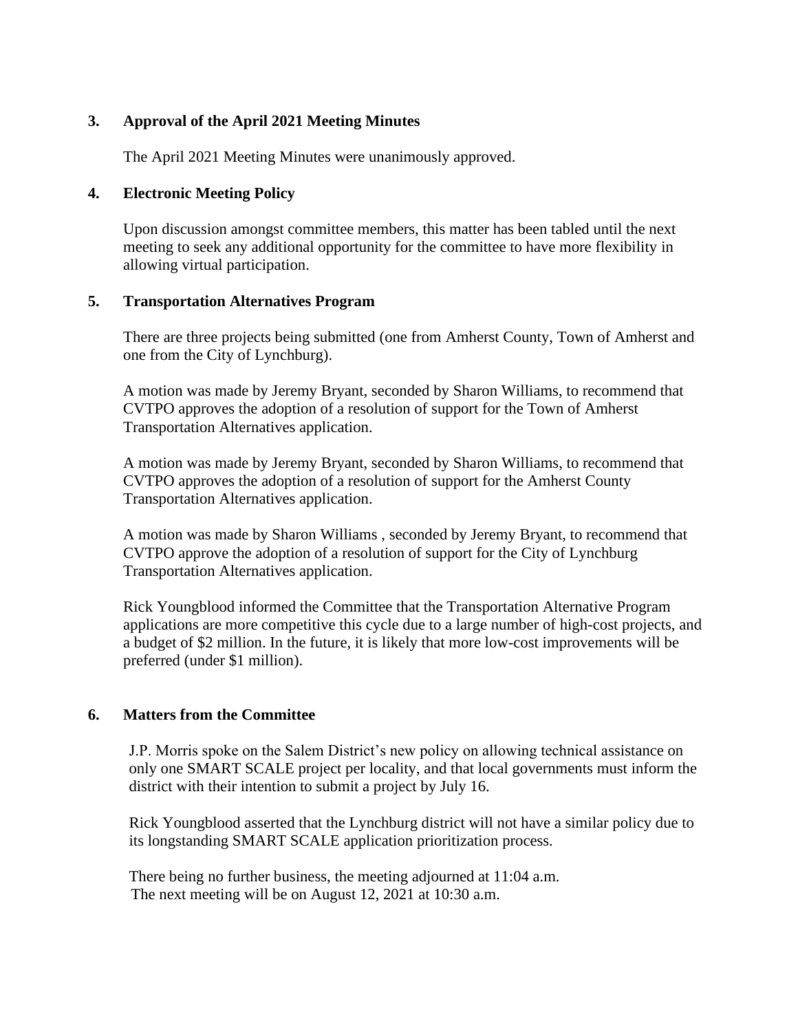**3. Approval of the April 2021 Meeting Minutes**

The April 2021 Meeting Minutes were unanimously approved.

**4. Electronic Meeting Policy**

Upon discussion amongst committee members, this matter has been tabled until the next meeting to seek any additional opportunity for the committee to have more flexibility in allowing virtual participation.

**5. Transportation Alternatives Program**

There are three projects being submitted (one from Amherst County, Town of Amherst and one from the City of Lynchburg).

A motion was made by Jeremy Bryant, seconded by Sharon Williams, to recommend that CVTPO approves the adoption of a resolution of support for the Town of Amherst Transportation Alternatives application.

A motion was made by Jeremy Bryant, seconded by Sharon Williams, to recommend that CVTPO approves the adoption of a resolution of support for the Amherst County Transportation Alternatives application.

A motion was made by Sharon Williams , seconded by Jeremy Bryant, to recommend that CVTPO approve the adoption of a resolution of support for the City of Lynchburg Transportation Alternatives application.

Rick Youngblood informed the Committee that the Transportation Alternative Program applications are more competitive this cycle due to a large number of high-cost projects, and a budget of $2 million. In the future, it is likely that more low-cost improvements will be preferred (under $1 million).

**6. Matters from the Committee**

J.P. Morris spoke on the Salem District's new policy on allowing technical assistance on only one SMART SCALE project per locality, and that local governments must inform the district with their intention to submit a project by July 16.

Rick Youngblood asserted that the Lynchburg district will not have a similar policy due to its longstanding SMART SCALE application prioritization process.

There being no further business, the meeting adjourned at 11:04 a.m.
The next meeting will be on August 12, 2021 at 10:30 a.m.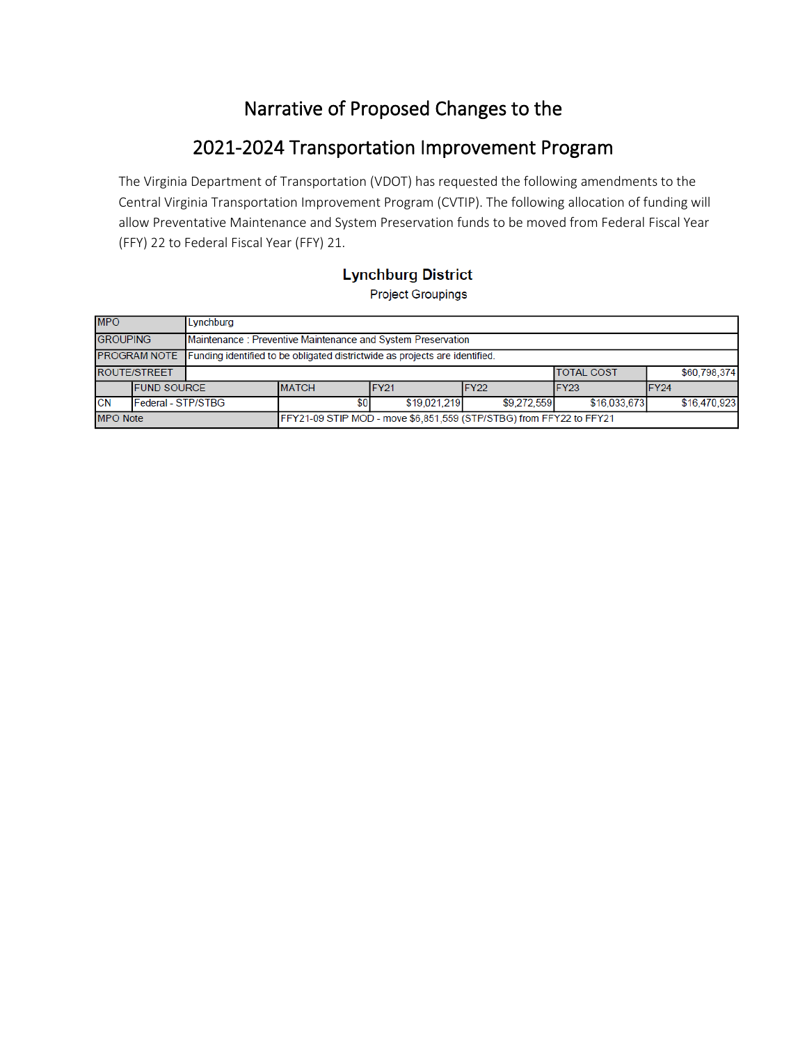# Narrative of Proposed Changes to the

# 2021-2024 Transportation Improvement Program

The Virginia Department of Transportation (VDOT) has requested the following amendments to the Central Virginia Transportation Improvement Program (CVTIP). The following allocation of funding will allow Preventative Maintenance and System Preservation funds to be moved from Federal Fiscal Year (FFY) 22 to Federal Fiscal Year (FFY) 21.

## Lynchburg District

Project Groupings

| | | | | | | |
|---|---|---|---|---|---|---|
| MPO | Lynchburg | | | | | |
| GROUPING | Maintenance : Preventive Maintenance and System Preservation | | | | | |
| PROGRAM NOTE | Funding identified to be obligated districtwide as projects are identified. | | | | | |
| ROUTE/STREET | | | | | TOTAL COST | $60,798,374 |
| | FUND SOURCE | MATCH | FY21 | FY22 | FY23 | FY24 |
| CN | Federal - STP/STBG | $0 | $19,021,219 | $9,272,559 | $16,033,673 | $16,470,923 |
| MPO Note | | FFY21-09 STIP MOD - move $6,851,559 (STP/STBG) from FFY22 to FFY21 | | | | |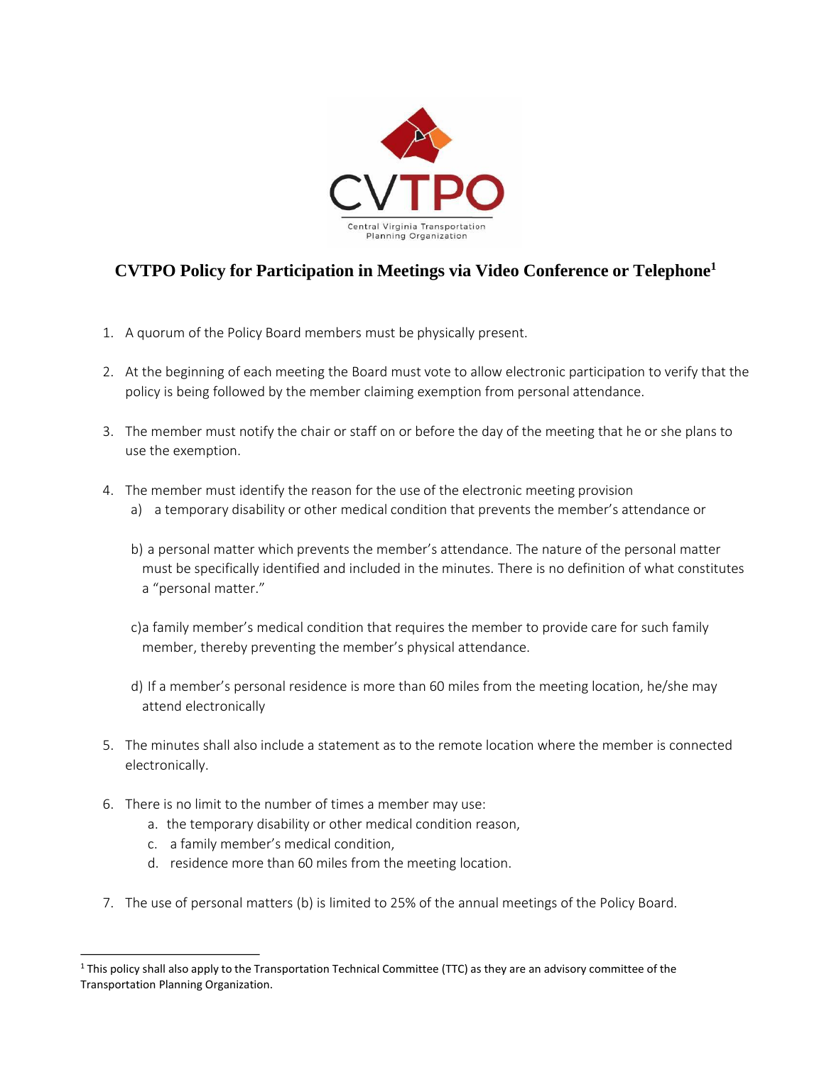CVTPO

Central Virginia Transportation Planning Organization

# CVTPO Policy for Participation in Meetings via Video Conference or Telephone[1]

1. A quorum of the Policy Board members must be physically present.

2. At the beginning of each meeting the Board must vote to allow electronic participation to verify that the policy is being followed by the member claiming exemption from personal attendance.

3. The member must notify the chair or staff on or before the day of the meeting that he or she plans to use the exemption.

4. The member must identify the reason for the use of the electronic meeting provision
   a) a temporary disability or other medical condition that prevents the member's attendance or

   b) a personal matter which prevents the member's attendance. The nature of the personal matter must be specifically identified and included in the minutes. There is no definition of what constitutes a "personal matter."

   c) a family member's medical condition that requires the member to provide care for such family member, thereby preventing the member's physical attendance.

   d) If a member's personal residence is more than 60 miles from the meeting location, he/she may attend electronically

5. The minutes shall also include a statement as to the remote location where the member is connected electronically.

6. There is no limit to the number of times a member may use:
   a. the temporary disability or other medical condition reason,
   c. a family member's medical condition,
   d. residence more than 60 miles from the meeting location.

7. The use of personal matters (b) is limited to 25% of the annual meetings of the Policy Board.

[1] This policy shall also apply to the Transportation Technical Committee (TTC) as they are an advisory committee of the Transportation Planning Organization.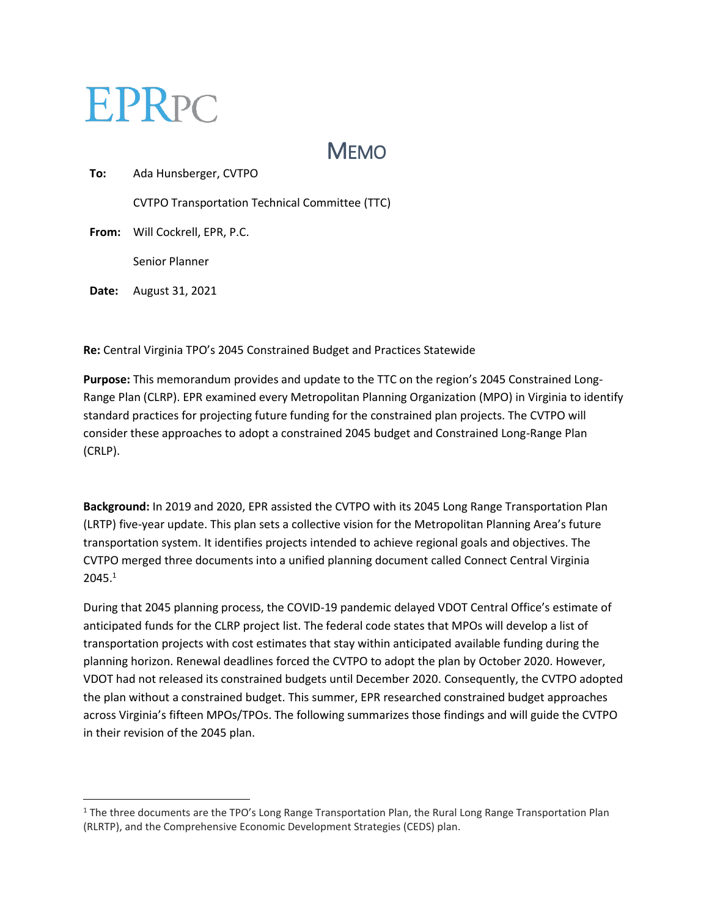# EPRPC

# MEMO

**To:** Ada Hunsberger, CVTPO

CVTPO Transportation Technical Committee (TTC)

**From:** Will Cockrell, EPR, P.C.

Senior Planner

**Date:** August 31, 2021

**Re:** Central Virginia TPO's 2045 Constrained Budget and Practices Statewide

**Purpose:** This memorandum provides and update to the TTC on the region's 2045 Constrained Long-Range Plan (CLRP). EPR examined every Metropolitan Planning Organization (MPO) in Virginia to identify standard practices for projecting future funding for the constrained plan projects. The CVTPO will consider these approaches to adopt a constrained 2045 budget and Constrained Long-Range Plan (CRLP).

**Background:** In 2019 and 2020, EPR assisted the CVTPO with its 2045 Long Range Transportation Plan (LRTP) five-year update. This plan sets a collective vision for the Metropolitan Planning Area's future transportation system. It identifies projects intended to achieve regional goals and objectives. The CVTPO merged three documents into a unified planning document called Connect Central Virginia 2045.[1]

During that 2045 planning process, the COVID-19 pandemic delayed VDOT Central Office's estimate of anticipated funds for the CLRP project list. The federal code states that MPOs will develop a list of transportation projects with cost estimates that stay within anticipated available funding during the planning horizon. Renewal deadlines forced the CVTPO to adopt the plan by October 2020. However, VDOT had not released its constrained budgets until December 2020. Consequently, the CVTPO adopted the plan without a constrained budget. This summer, EPR researched constrained budget approaches across Virginia's fifteen MPOs/TPOs. The following summarizes those findings and will guide the CVTPO in their revision of the 2045 plan.

[1] The three documents are the TPO's Long Range Transportation Plan, the Rural Long Range Transportation Plan (RLRTP), and the Comprehensive Economic Development Strategies (CEDS) plan.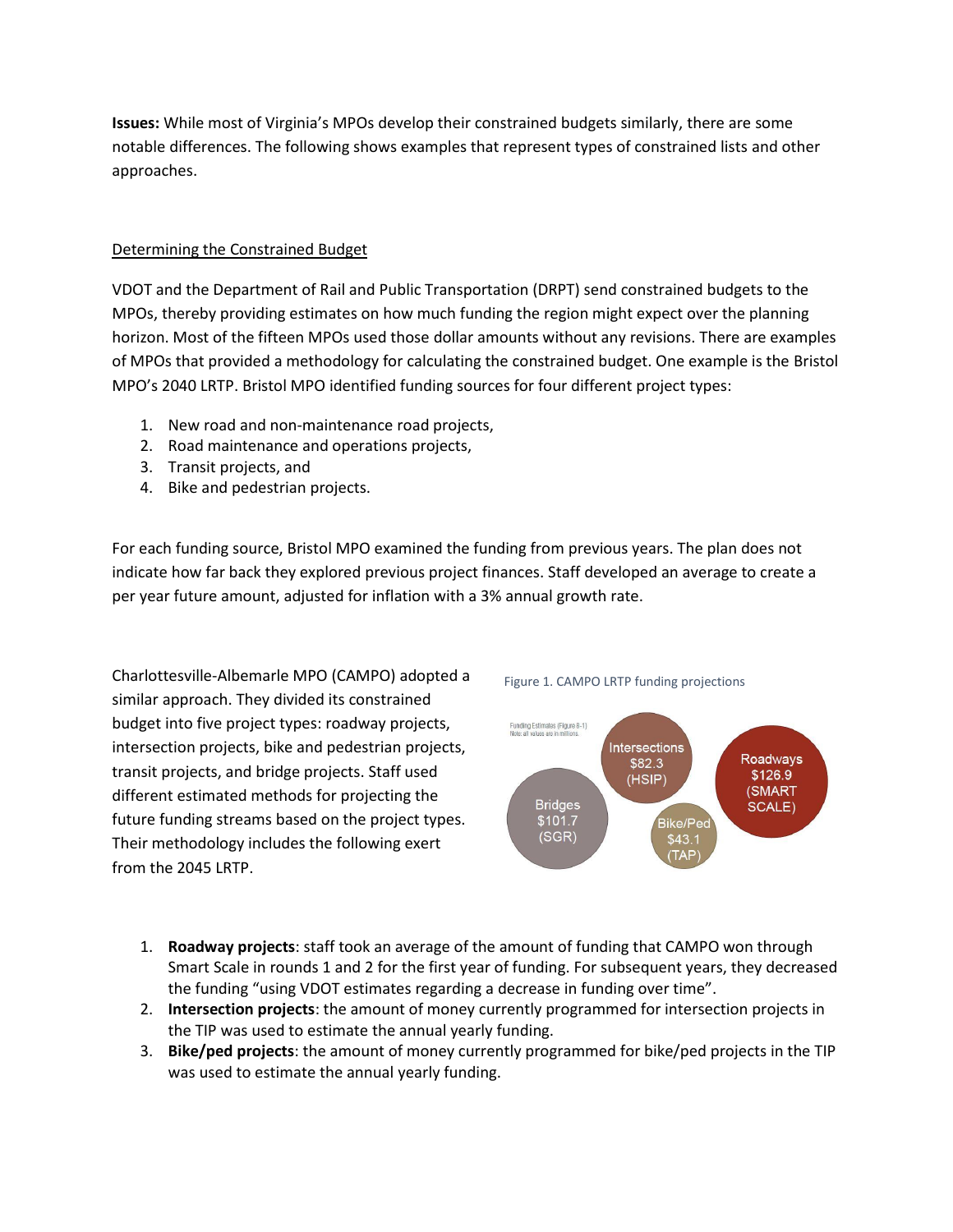**Issues:** While most of Virginia's MPOs develop their constrained budgets similarly, there are some notable differences. The following shows examples that represent types of constrained lists and other approaches.

Determining the Constrained Budget

VDOT and the Department of Rail and Public Transportation (DRPT) send constrained budgets to the MPOs, thereby providing estimates on how much funding the region might expect over the planning horizon. Most of the fifteen MPOs used those dollar amounts without any revisions. There are examples of MPOs that provided a methodology for calculating the constrained budget. One example is the Bristol MPO's 2040 LRTP. Bristol MPO identified funding sources for four different project types:

1. New road and non-maintenance road projects,
2. Road maintenance and operations projects,
3. Transit projects, and
4. Bike and pedestrian projects.

For each funding source, Bristol MPO examined the funding from previous years. The plan does not indicate how far back they explored previous project finances. Staff developed an average to create a per year future amount, adjusted for inflation with a 3% annual growth rate.

Charlottesville-Albemarle MPO (CAMPO) adopted a similar approach. They divided its constrained budget into five project types: roadway projects, intersection projects, bike and pedestrian projects, transit projects, and bridge projects. Staff used different estimated methods for projecting the future funding streams based on the project types. Their methodology includes the following exert from the 2045 LRTP.

Figure 1. CAMPO LRTP funding projections

Funding Estimates (Figure B-1)
Note: all values are in millions.

Intersections
$82.3
(HSIP)

Roadways
$126.9
(SMART SCALE)

Bridges
$101.7
(SGR)

Bike/Ped
$43.1
(TAP)

1. **Roadway projects**: staff took an average of the amount of funding that CAMPO won through Smart Scale in rounds 1 and 2 for the first year of funding. For subsequent years, they decreased the funding "using VDOT estimates regarding a decrease in funding over time".
2. **Intersection projects**: the amount of money currently programmed for intersection projects in the TIP was used to estimate the annual yearly funding.
3. **Bike/ped projects**: the amount of money currently programmed for bike/ped projects in the TIP was used to estimate the annual yearly funding.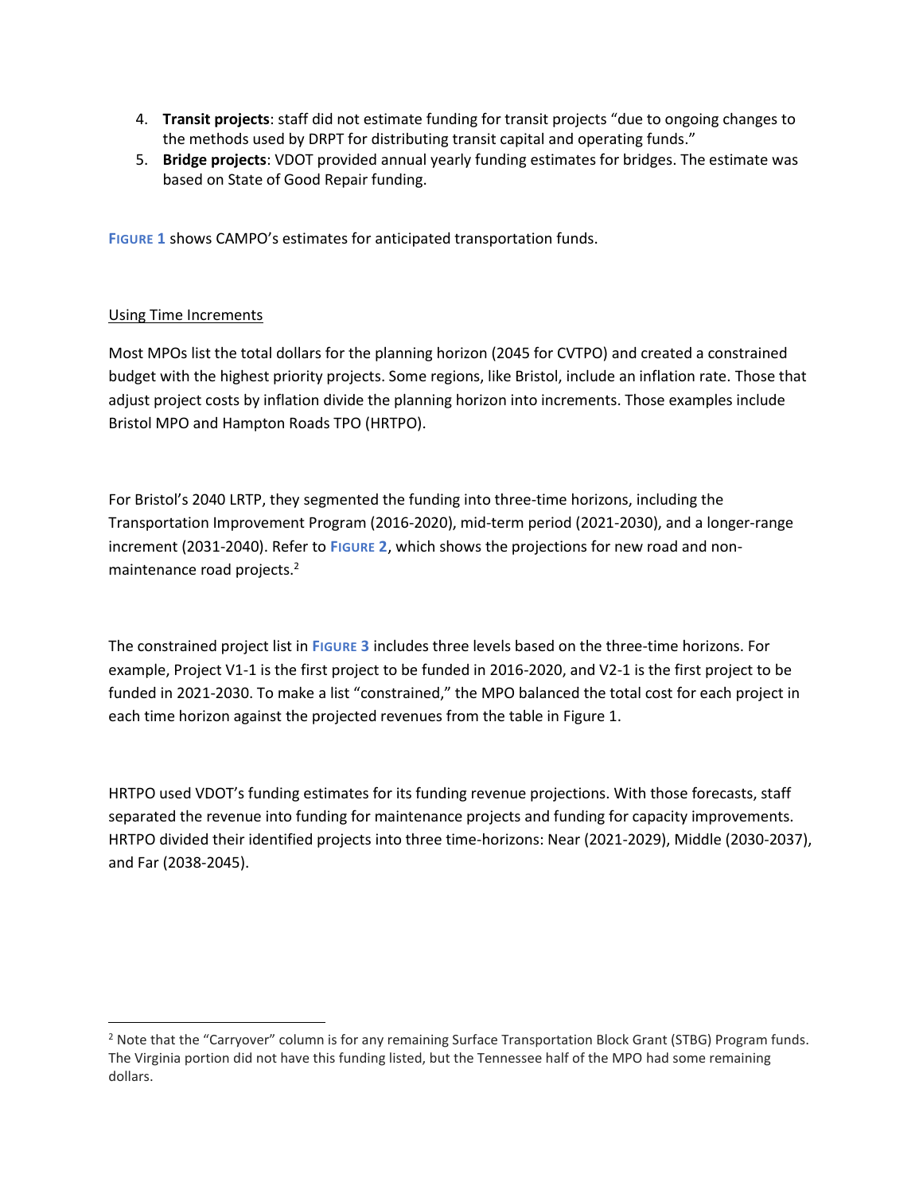4. **Transit projects**: staff did not estimate funding for transit projects "due to ongoing changes to the methods used by DRPT for distributing transit capital and operating funds."
5. **Bridge projects**: VDOT provided annual yearly funding estimates for bridges. The estimate was based on State of Good Repair funding.

**Figure 1** shows CAMPO's estimates for anticipated transportation funds.

Using Time Increments

Most MPOs list the total dollars for the planning horizon (2045 for CVTPO) and created a constrained budget with the highest priority projects. Some regions, like Bristol, include an inflation rate. Those that adjust project costs by inflation divide the planning horizon into increments. Those examples include Bristol MPO and Hampton Roads TPO (HRTPO).

For Bristol's 2040 LRTP, they segmented the funding into three-time horizons, including the Transportation Improvement Program (2016-2020), mid-term period (2021-2030), and a longer-range increment (2031-2040). Refer to **Figure 2**, which shows the projections for new road and non-maintenance road projects.[2]

The constrained project list in **Figure 3** includes three levels based on the three-time horizons. For example, Project V1-1 is the first project to be funded in 2016-2020, and V2-1 is the first project to be funded in 2021-2030. To make a list "constrained," the MPO balanced the total cost for each project in each time horizon against the projected revenues from the table in Figure 1.

HRTPO used VDOT's funding estimates for its funding revenue projections. With those forecasts, staff separated the revenue into funding for maintenance projects and funding for capacity improvements. HRTPO divided their identified projects into three time-horizons: Near (2021-2029), Middle (2030-2037), and Far (2038-2045).

[2] Note that the "Carryover" column is for any remaining Surface Transportation Block Grant (STBG) Program funds. The Virginia portion did not have this funding listed, but the Tennessee half of the MPO had some remaining dollars.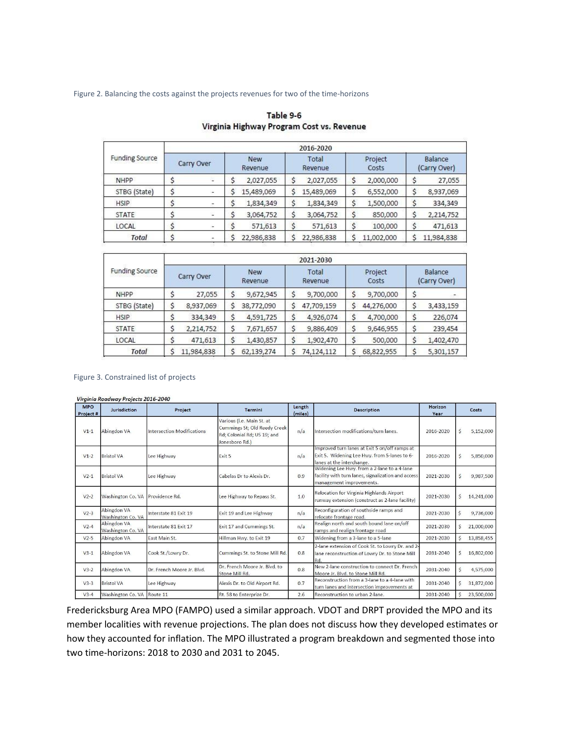Figure 2. Balancing the costs against the projects revenues for two of the time-horizons

**Table 9-6**
**Virginia Highway Program Cost vs. Revenue**

| Funding Source | 2016-2020 | | | | |
|---|---|---|---|---|---|
| | Carry Over | New Revenue | Total Revenue | Project Costs | Balance (Carry Over) |
| NHPP | $ - | $ 2,027,055 | $ 2,027,055 | $ 2,000,000 | $ 27,055 |
| STBG (State) | $ - | $ 15,489,069 | $ 15,489,069 | $ 6,552,000 | $ 8,937,069 |
| HSIP | $ - | $ 1,834,349 | $ 1,834,349 | $ 1,500,000 | $ 334,349 |
| STATE | $ - | $ 3,064,752 | $ 3,064,752 | $ 850,000 | $ 2,214,752 |
| LOCAL | $ - | $ 571,613 | $ 571,613 | $ 100,000 | $ 471,613 |
| *Total* | $ - | $ 22,986,838 | $ 22,986,838 | $ 11,002,000 | $ 11,984,838 |

| Funding Source | 2021-2030 | | | | |
|---|---|---|---|---|---|
| | Carry Over | New Revenue | Total Revenue | Project Costs | Balance (Carry Over) |
| NHPP | $ 27,055 | $ 9,672,945 | $ 9,700,000 | $ 9,700,000 | $ - |
| STBG (State) | $ 8,937,069 | $ 38,772,090 | $ 47,709,159 | $ 44,276,000 | $ 3,433,159 |
| HSIP | $ 334,349 | $ 4,591,725 | $ 4,926,074 | $ 4,700,000 | $ 226,074 |
| STATE | $ 2,214,752 | $ 7,671,657 | $ 9,886,409 | $ 9,646,955 | $ 239,454 |
| LOCAL | $ 471,613 | $ 1,430,857 | $ 1,902,470 | $ 500,000 | $ 1,402,470 |
| *Total* | $ 11,984,838 | $ 62,139,274 | $ 74,124,112 | $ 68,822,955 | $ 5,301,157 |

Figure 3. Constrained list of projects

***Virginia Roadway Projects 2016-2040***

| MPO Project # | Jurisdiction | Project | Termini | Length (miles) | Description | Horizon Year | Costs |
|---|---|---|---|---|---|---|---|
| V1-1 | Abingdon VA | Intersection Modifications | Various (i.e. Main St. at Cummings St; Old Reedy Creek Rd; Colonial Rd; US 19; and Jonesboro Rd.) | n/a | Intersection modifications/turn lanes. | 2016-2020 | $ 5,152,000 |
| V1-2 | Bristol VA | Lee Highway | Exit 5 | n/a | Improved turn lanes at Exit 5 on/off ramps at Exit 5. Widening Lee Hwy. from 5-lanes to 6-lanes at the interchange. | 2016-2020 | $ 5,850,000 |
| V2-1 | Bristol VA | Lee Highway | Cabelas Dr to Alexis Dr. | 0.9 | Widening Lee Hwy. from a 2-lane to a 4-lane facility with turn lanes, signalization and access management improvements. | 2021-2030 | $ 9,987,500 |
| V2-2 | Washington Co. VA | Providence Rd. | Lee Highway to Repass St. | 1.0 | Relocation for Virginia Highlands Airport runway extension (construct as 2-lane facility) | 2021-2030 | $ 14,241,000 |
| V2-3 | Abingdon VA Washington Co. VA | Interstate 81 Exit 19 | Exit 19 and Lee Highway | n/a | Reconfiguration of southside ramps and relocate frontage road. | 2021-2030 | $ 9,736,000 |
| V2-4 | Abingdon VA Washington Co. VA | Interstate 81 Exit 17 | Exit 17 and Cummings St. | n/a | Realign north and south bound lane on/off ramps and realign frontage road | 2021-2030 | $ 21,000,000 |
| V2-5 | Abingdon VA | East Main St. | Hillman Hwy. to Exit 19 | 0.7 | Widening from a 3-lane to a 5-lane | 2021-2030 | $ 13,858,455 |
| V3-1 | Abingdon VA | Cook St./Lowry Dr. | Cummings St. to Stone Mill Rd. | 0.8 | 2-lane extension of Cook St. to Lowry Dr. and 2-lane reconstruction of Lowry Dr. to Stone Mill Rd. | 2031-2040 | $ 16,802,000 |
| V3-2 | Abingdon VA | Dr. French Moore Jr. Blvd. | Dr. French Moore Jr. Blvd. to Stone Mill Rd. | 0.8 | New 2-lane construction to connect Dr. French Moore Jr. Blvd. to Stone Mill Rd. | 2031-2040 | $ 4,575,000 |
| V3-3 | Bristol VA | Lee Highway | Alexis Dr. to Old Airport Rd. | 0.7 | Reconstruction from a 3-lane to a 4-lane with turn lanes and intersection improvements at | 2031-2040 | $ 31,872,000 |
| V3-4 | Washington Co. VA | Route 11 | Rt. 58 to Enterprize Dr. | 2.6 | Reconstruction to urban 2-lane. | 2031-2040 | $ 23,500,000 |

Fredericksburg Area MPO (FAMPO) used a similar approach. VDOT and DRPT provided the MPO and its member localities with revenue projections. The plan does not discuss how they developed estimates or how they accounted for inflation. The MPO illustrated a program breakdown and segmented those into two time-horizons: 2018 to 2030 and 2031 to 2045.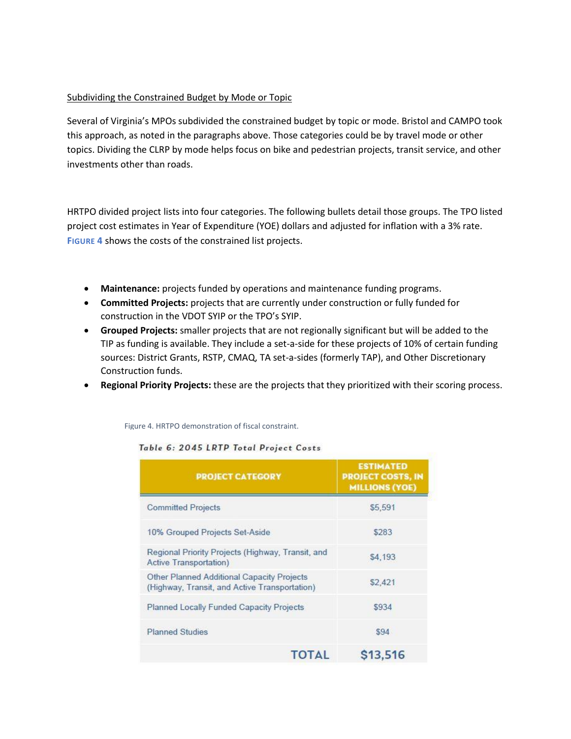Subdividing the Constrained Budget by Mode or Topic

Several of Virginia's MPOs subdivided the constrained budget by topic or mode. Bristol and CAMPO took this approach, as noted in the paragraphs above. Those categories could be by travel mode or other topics. Dividing the CLRP by mode helps focus on bike and pedestrian projects, transit service, and other investments other than roads.

HRTPO divided project lists into four categories. The following bullets detail those groups. The TPO listed project cost estimates in Year of Expenditure (YOE) dollars and adjusted for inflation with a 3% rate. **Figure 4** shows the costs of the constrained list projects.

- **Maintenance:** projects funded by operations and maintenance funding programs.
- **Committed Projects:** projects that are currently under construction or fully funded for construction in the VDOT SYIP or the TPO's SYIP.
- **Grouped Projects:** smaller projects that are not regionally significant but will be added to the TIP as funding is available. They include a set-a-side for these projects of 10% of certain funding sources: District Grants, RSTP, CMAQ, TA set-a-sides (formerly TAP), and Other Discretionary Construction funds.
- **Regional Priority Projects:** these are the projects that they prioritized with their scoring process.

Figure 4. HRTPO demonstration of fiscal constraint.

*Table 6: 2045 LRTP Total Project Costs*

| PROJECT CATEGORY | ESTIMATED PROJECT COSTS, IN MILLIONS (YOE) |
| --- | --- |
| Committed Projects | $5,591 |
| 10% Grouped Projects Set-Aside | $283 |
| Regional Priority Projects (Highway, Transit, and Active Transportation) | $4,193 |
| Other Planned Additional Capacity Projects (Highway, Transit, and Active Transportation) | $2,421 |
| Planned Locally Funded Capacity Projects | $934 |
| Planned Studies | $94 |
| **TOTAL** | **$13,516** |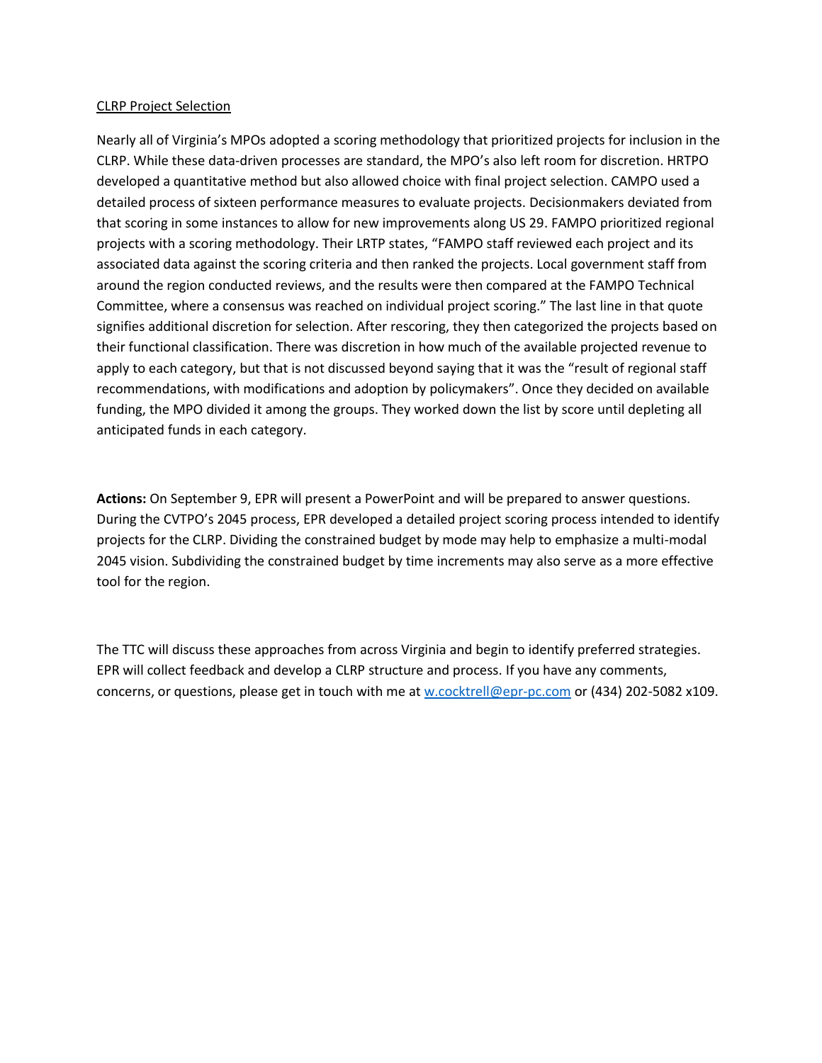<u>CLRP Project Selection</u>

Nearly all of Virginia's MPOs adopted a scoring methodology that prioritized projects for inclusion in the CLRP. While these data-driven processes are standard, the MPO's also left room for discretion. HRTPO developed a quantitative method but also allowed choice with final project selection. CAMPO used a detailed process of sixteen performance measures to evaluate projects. Decisionmakers deviated from that scoring in some instances to allow for new improvements along US 29. FAMPO prioritized regional projects with a scoring methodology. Their LRTP states, "FAMPO staff reviewed each project and its associated data against the scoring criteria and then ranked the projects. Local government staff from around the region conducted reviews, and the results were then compared at the FAMPO Technical Committee, where a consensus was reached on individual project scoring." The last line in that quote signifies additional discretion for selection. After rescoring, they then categorized the projects based on their functional classification. There was discretion in how much of the available projected revenue to apply to each category, but that is not discussed beyond saying that it was the "result of regional staff recommendations, with modifications and adoption by policymakers". Once they decided on available funding, the MPO divided it among the groups. They worked down the list by score until depleting all anticipated funds in each category.

**Actions:** On September 9, EPR will present a PowerPoint and will be prepared to answer questions. During the CVTPO's 2045 process, EPR developed a detailed project scoring process intended to identify projects for the CLRP. Dividing the constrained budget by mode may help to emphasize a multi-modal 2045 vision. Subdividing the constrained budget by time increments may also serve as a more effective tool for the region.

The TTC will discuss these approaches from across Virginia and begin to identify preferred strategies. EPR will collect feedback and develop a CLRP structure and process. If you have any comments, concerns, or questions, please get in touch with me at w.cocktrell@epr-pc.com or (434) 202-5082 x109.